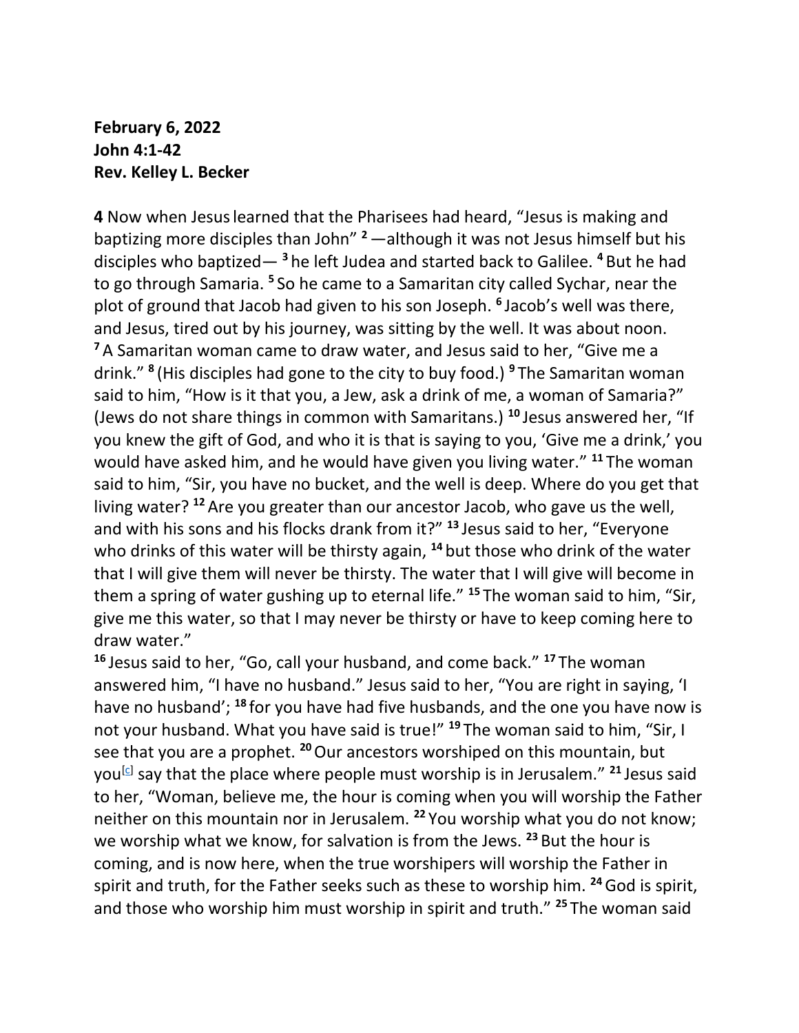**February 6, 2022**
**John 4:1-42**
**Rev. Kelley L. Becker**

**4** Now when Jesus learned that the Pharisees had heard, "Jesus is making and baptizing more disciples than John" **2** —although it was not Jesus himself but his disciples who baptized— **3** he left Judea and started back to Galilee. **4** But he had to go through Samaria. **5** So he came to a Samaritan city called Sychar, near the plot of ground that Jacob had given to his son Joseph. **6** Jacob's well was there, and Jesus, tired out by his journey, was sitting by the well. It was about noon. **7** A Samaritan woman came to draw water, and Jesus said to her, "Give me a drink." **8** (His disciples had gone to the city to buy food.) **9** The Samaritan woman said to him, "How is it that you, a Jew, ask a drink of me, a woman of Samaria?" (Jews do not share things in common with Samaritans.) **10** Jesus answered her, "If you knew the gift of God, and who it is that is saying to you, 'Give me a drink,' you would have asked him, and he would have given you living water." **11** The woman said to him, "Sir, you have no bucket, and the well is deep. Where do you get that living water? **12** Are you greater than our ancestor Jacob, who gave us the well, and with his sons and his flocks drank from it?" **13** Jesus said to her, "Everyone who drinks of this water will be thirsty again, **14** but those who drink of the water that I will give them will never be thirsty. The water that I will give will become in them a spring of water gushing up to eternal life." **15** The woman said to him, "Sir, give me this water, so that I may never be thirsty or have to keep coming here to draw water."

**16** Jesus said to her, "Go, call your husband, and come back." **17** The woman answered him, "I have no husband." Jesus said to her, "You are right in saying, 'I have no husband'; **18** for you have had five husbands, and the one you have now is not your husband. What you have said is true!" **19** The woman said to him, "Sir, I see that you are a prophet. **20** Our ancestors worshiped on this mountain, but you[c] say that the place where people must worship is in Jerusalem." **21** Jesus said to her, "Woman, believe me, the hour is coming when you will worship the Father neither on this mountain nor in Jerusalem. **22** You worship what you do not know; we worship what we know, for salvation is from the Jews. **23** But the hour is coming, and is now here, when the true worshipers will worship the Father in spirit and truth, for the Father seeks such as these to worship him. **24** God is spirit, and those who worship him must worship in spirit and truth." **25** The woman said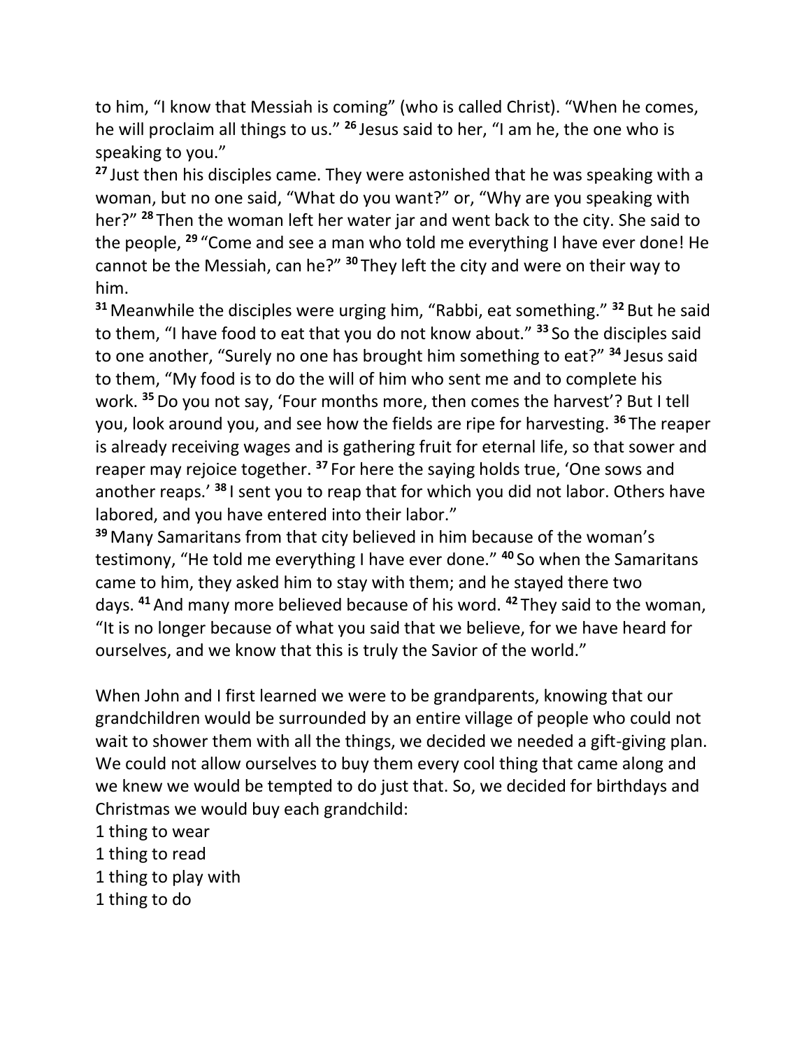to him, “I know that Messiah is coming” (who is called Christ). “When he comes, he will proclaim all things to us.” **26** Jesus said to her, “I am he, the one who is speaking to you.”

**27** Just then his disciples came. They were astonished that he was speaking with a woman, but no one said, “What do you want?” or, “Why are you speaking with her?” **28** Then the woman left her water jar and went back to the city. She said to the people, **29** “Come and see a man who told me everything I have ever done! He cannot be the Messiah, can he?” **30** They left the city and were on their way to him.

**31** Meanwhile the disciples were urging him, “Rabbi, eat something.” **32** But he said to them, “I have food to eat that you do not know about.” **33** So the disciples said to one another, “Surely no one has brought him something to eat?” **34** Jesus said to them, “My food is to do the will of him who sent me and to complete his work. **35** Do you not say, ‘Four months more, then comes the harvest’? But I tell you, look around you, and see how the fields are ripe for harvesting. **36** The reaper is already receiving wages and is gathering fruit for eternal life, so that sower and reaper may rejoice together. **37** For here the saying holds true, ‘One sows and another reaps.’ **38** I sent you to reap that for which you did not labor. Others have labored, and you have entered into their labor.”

**39** Many Samaritans from that city believed in him because of the woman’s testimony, “He told me everything I have ever done.” **40** So when the Samaritans came to him, they asked him to stay with them; and he stayed there two days. **41** And many more believed because of his word. **42** They said to the woman, “It is no longer because of what you said that we believe, for we have heard for ourselves, and we know that this is truly the Savior of the world.”

When John and I first learned we were to be grandparents, knowing that our grandchildren would be surrounded by an entire village of people who could not wait to shower them with all the things, we decided we needed a gift-giving plan. We could not allow ourselves to buy them every cool thing that came along and we knew we would be tempted to do just that. So, we decided for birthdays and Christmas we would buy each grandchild:

1 thing to wear  
1 thing to read  
1 thing to play with  
1 thing to do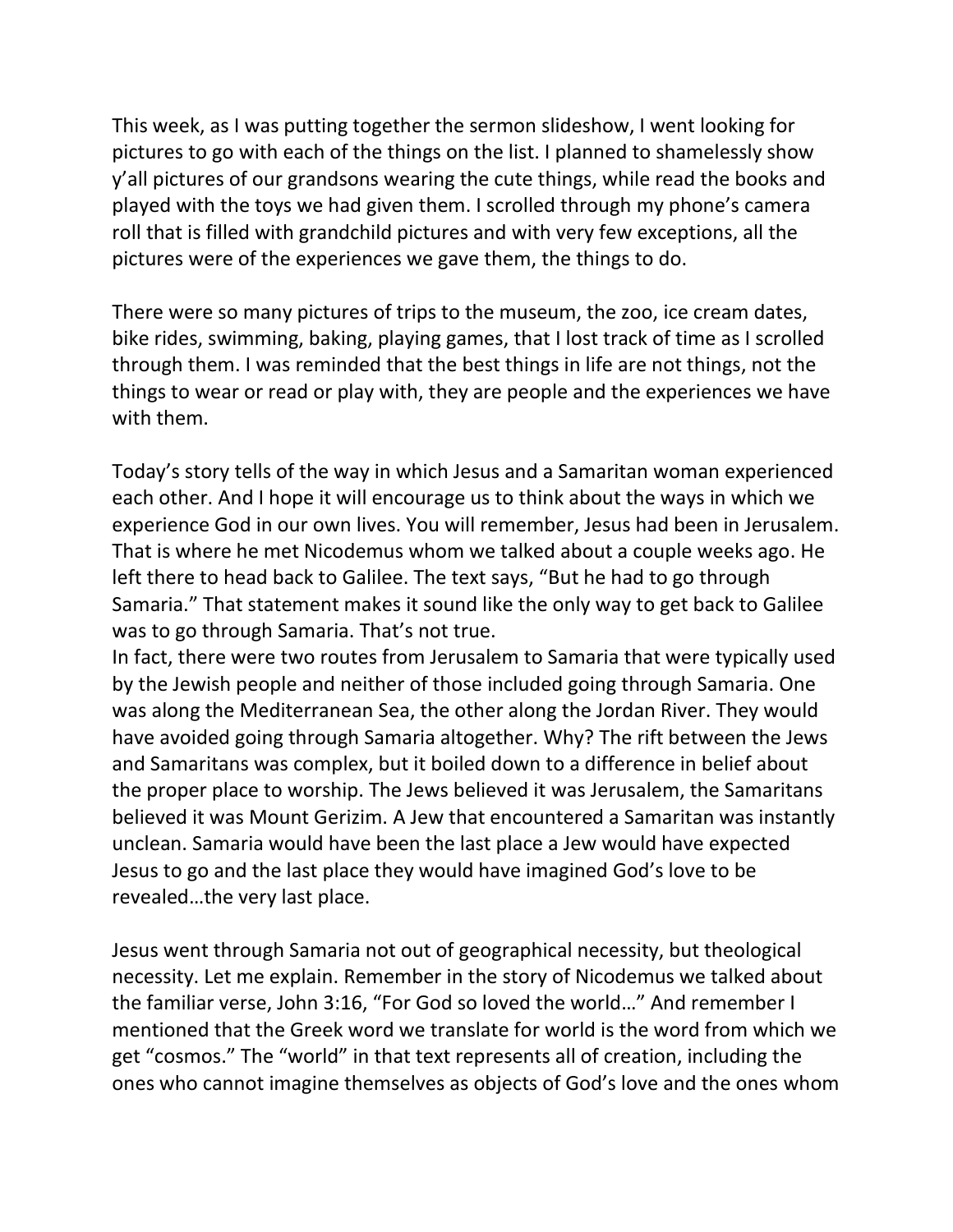This week, as I was putting together the sermon slideshow, I went looking for pictures to go with each of the things on the list. I planned to shamelessly show y'all pictures of our grandsons wearing the cute things, while read the books and played with the toys we had given them. I scrolled through my phone's camera roll that is filled with grandchild pictures and with very few exceptions, all the pictures were of the experiences we gave them, the things to do.

There were so many pictures of trips to the museum, the zoo, ice cream dates, bike rides, swimming, baking, playing games, that I lost track of time as I scrolled through them. I was reminded that the best things in life are not things, not the things to wear or read or play with, they are people and the experiences we have with them.

Today's story tells of the way in which Jesus and a Samaritan woman experienced each other. And I hope it will encourage us to think about the ways in which we experience God in our own lives. You will remember, Jesus had been in Jerusalem. That is where he met Nicodemus whom we talked about a couple weeks ago. He left there to head back to Galilee. The text says, "But he had to go through Samaria." That statement makes it sound like the only way to get back to Galilee was to go through Samaria. That's not true.

In fact, there were two routes from Jerusalem to Samaria that were typically used by the Jewish people and neither of those included going through Samaria. One was along the Mediterranean Sea, the other along the Jordan River. They would have avoided going through Samaria altogether. Why? The rift between the Jews and Samaritans was complex, but it boiled down to a difference in belief about the proper place to worship. The Jews believed it was Jerusalem, the Samaritans believed it was Mount Gerizim. A Jew that encountered a Samaritan was instantly unclean. Samaria would have been the last place a Jew would have expected Jesus to go and the last place they would have imagined God's love to be revealed…the very last place.

Jesus went through Samaria not out of geographical necessity, but theological necessity. Let me explain. Remember in the story of Nicodemus we talked about the familiar verse, John 3:16, "For God so loved the world…" And remember I mentioned that the Greek word we translate for world is the word from which we get "cosmos." The "world" in that text represents all of creation, including the ones who cannot imagine themselves as objects of God's love and the ones whom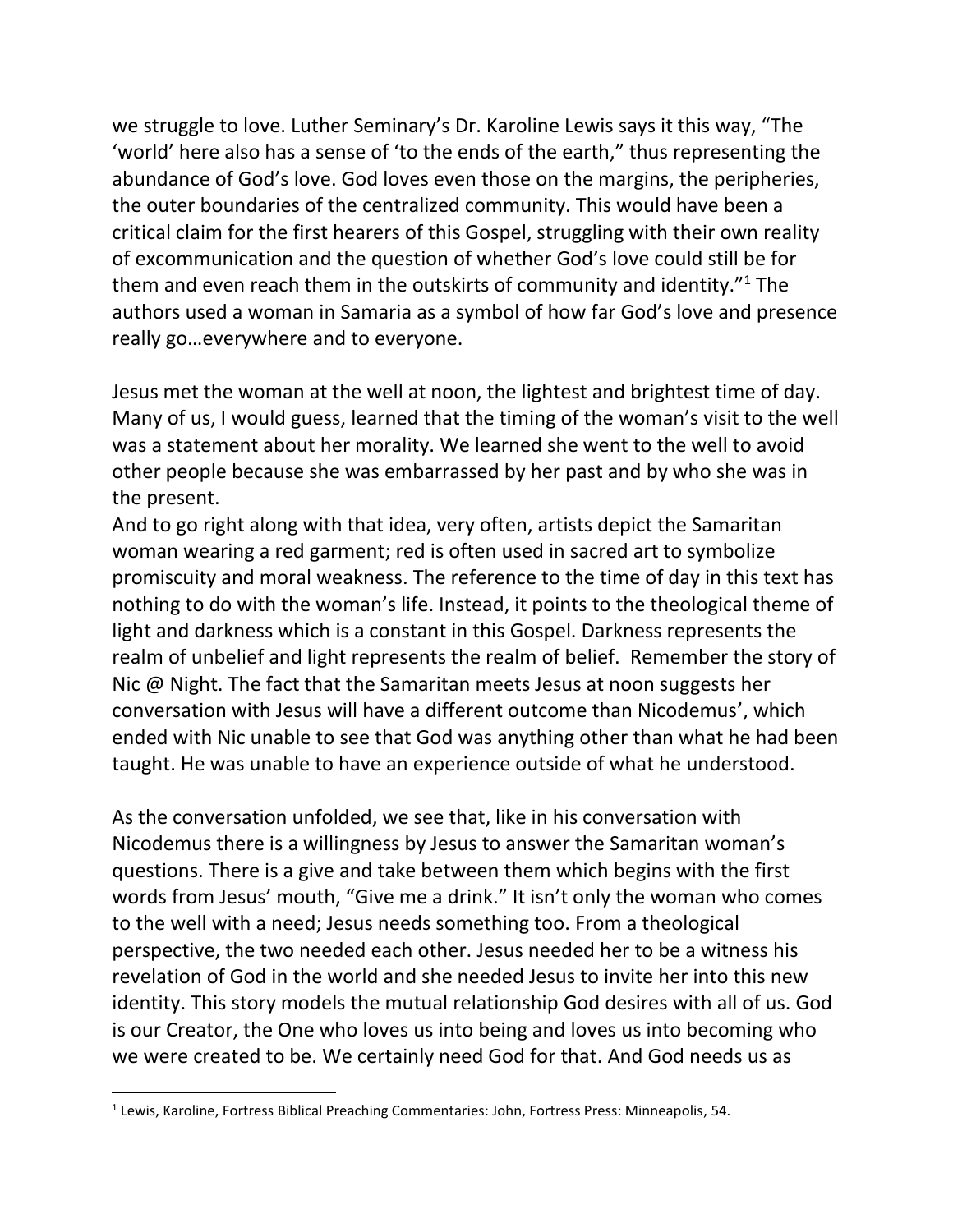we struggle to love. Luther Seminary's Dr. Karoline Lewis says it this way, "The 'world' here also has a sense of 'to the ends of the earth," thus representing the abundance of God's love. God loves even those on the margins, the peripheries, the outer boundaries of the centralized community. This would have been a critical claim for the first hearers of this Gospel, struggling with their own reality of excommunication and the question of whether God's love could still be for them and even reach them in the outskirts of community and identity."[1] The authors used a woman in Samaria as a symbol of how far God's love and presence really go…everywhere and to everyone.

Jesus met the woman at the well at noon, the lightest and brightest time of day. Many of us, I would guess, learned that the timing of the woman's visit to the well was a statement about her morality. We learned she went to the well to avoid other people because she was embarrassed by her past and by who she was in the present.

And to go right along with that idea, very often, artists depict the Samaritan woman wearing a red garment; red is often used in sacred art to symbolize promiscuity and moral weakness. The reference to the time of day in this text has nothing to do with the woman's life. Instead, it points to the theological theme of light and darkness which is a constant in this Gospel. Darkness represents the realm of unbelief and light represents the realm of belief. Remember the story of Nic @ Night. The fact that the Samaritan meets Jesus at noon suggests her conversation with Jesus will have a different outcome than Nicodemus', which ended with Nic unable to see that God was anything other than what he had been taught. He was unable to have an experience outside of what he understood.

As the conversation unfolded, we see that, like in his conversation with Nicodemus there is a willingness by Jesus to answer the Samaritan woman's questions. There is a give and take between them which begins with the first words from Jesus' mouth, "Give me a drink." It isn't only the woman who comes to the well with a need; Jesus needs something too. From a theological perspective, the two needed each other. Jesus needed her to be a witness his revelation of God in the world and she needed Jesus to invite her into this new identity. This story models the mutual relationship God desires with all of us. God is our Creator, the One who loves us into being and loves us into becoming who we were created to be. We certainly need God for that. And God needs us as

---

[1] Lewis, Karoline, Fortress Biblical Preaching Commentaries: John, Fortress Press: Minneapolis, 54.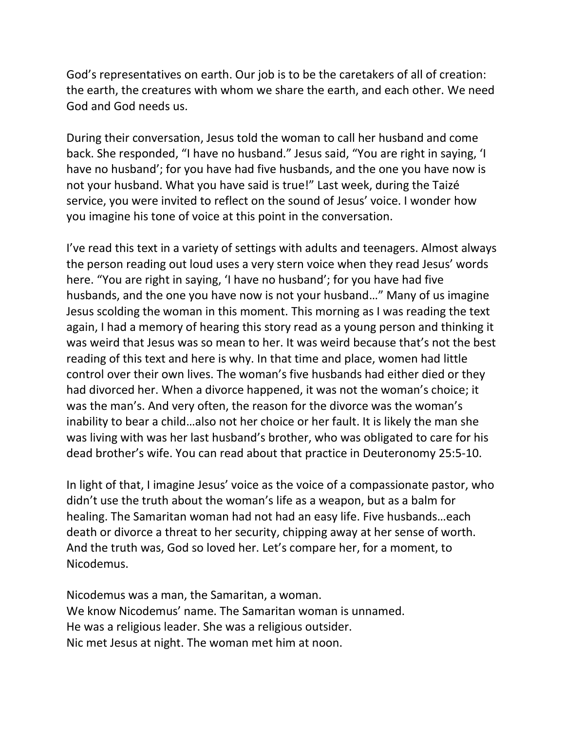God's representatives on earth. Our job is to be the caretakers of all of creation: the earth, the creatures with whom we share the earth, and each other. We need God and God needs us.

During their conversation, Jesus told the woman to call her husband and come back. She responded, "I have no husband." Jesus said, "You are right in saying, 'I have no husband'; for you have had five husbands, and the one you have now is not your husband. What you have said is true!" Last week, during the Taizé service, you were invited to reflect on the sound of Jesus' voice. I wonder how you imagine his tone of voice at this point in the conversation.

I've read this text in a variety of settings with adults and teenagers. Almost always the person reading out loud uses a very stern voice when they read Jesus' words here. "You are right in saying, 'I have no husband'; for you have had five husbands, and the one you have now is not your husband…" Many of us imagine Jesus scolding the woman in this moment. This morning as I was reading the text again, I had a memory of hearing this story read as a young person and thinking it was weird that Jesus was so mean to her. It was weird because that's not the best reading of this text and here is why. In that time and place, women had little control over their own lives. The woman's five husbands had either died or they had divorced her. When a divorce happened, it was not the woman's choice; it was the man's. And very often, the reason for the divorce was the woman's inability to bear a child…also not her choice or her fault. It is likely the man she was living with was her last husband's brother, who was obligated to care for his dead brother's wife. You can read about that practice in Deuteronomy 25:5-10.

In light of that, I imagine Jesus' voice as the voice of a compassionate pastor, who didn't use the truth about the woman's life as a weapon, but as a balm for healing. The Samaritan woman had not had an easy life. Five husbands…each death or divorce a threat to her security, chipping away at her sense of worth. And the truth was, God so loved her. Let's compare her, for a moment, to Nicodemus.

Nicodemus was a man, the Samaritan, a woman.
We know Nicodemus' name. The Samaritan woman is unnamed.
He was a religious leader. She was a religious outsider.
Nic met Jesus at night. The woman met him at noon.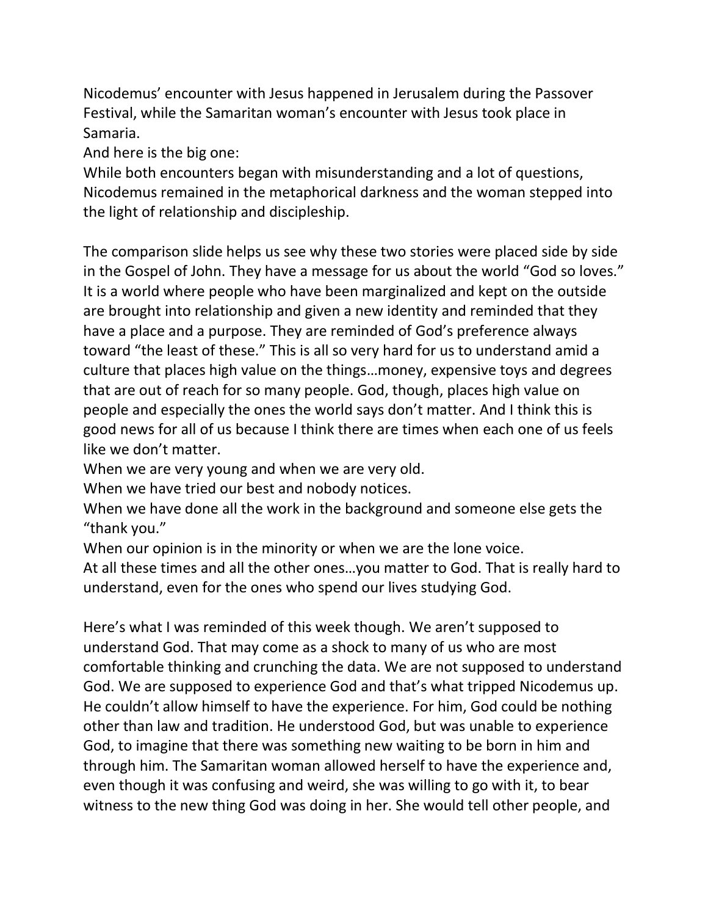Nicodemus' encounter with Jesus happened in Jerusalem during the Passover Festival, while the Samaritan woman's encounter with Jesus took place in Samaria.

And here is the big one:

While both encounters began with misunderstanding and a lot of questions, Nicodemus remained in the metaphorical darkness and the woman stepped into the light of relationship and discipleship.

The comparison slide helps us see why these two stories were placed side by side in the Gospel of John. They have a message for us about the world "God so loves." It is a world where people who have been marginalized and kept on the outside are brought into relationship and given a new identity and reminded that they have a place and a purpose. They are reminded of God's preference always toward "the least of these." This is all so very hard for us to understand amid a culture that places high value on the things…money, expensive toys and degrees that are out of reach for so many people. God, though, places high value on people and especially the ones the world says don't matter. And I think this is good news for all of us because I think there are times when each one of us feels like we don't matter.

When we are very young and when we are very old.

When we have tried our best and nobody notices.

When we have done all the work in the background and someone else gets the "thank you."

When our opinion is in the minority or when we are the lone voice.

At all these times and all the other ones…you matter to God. That is really hard to understand, even for the ones who spend our lives studying God.

Here's what I was reminded of this week though. We aren't supposed to understand God. That may come as a shock to many of us who are most comfortable thinking and crunching the data. We are not supposed to understand God. We are supposed to experience God and that's what tripped Nicodemus up. He couldn't allow himself to have the experience. For him, God could be nothing other than law and tradition. He understood God, but was unable to experience God, to imagine that there was something new waiting to be born in him and through him. The Samaritan woman allowed herself to have the experience and, even though it was confusing and weird, she was willing to go with it, to bear witness to the new thing God was doing in her. She would tell other people, and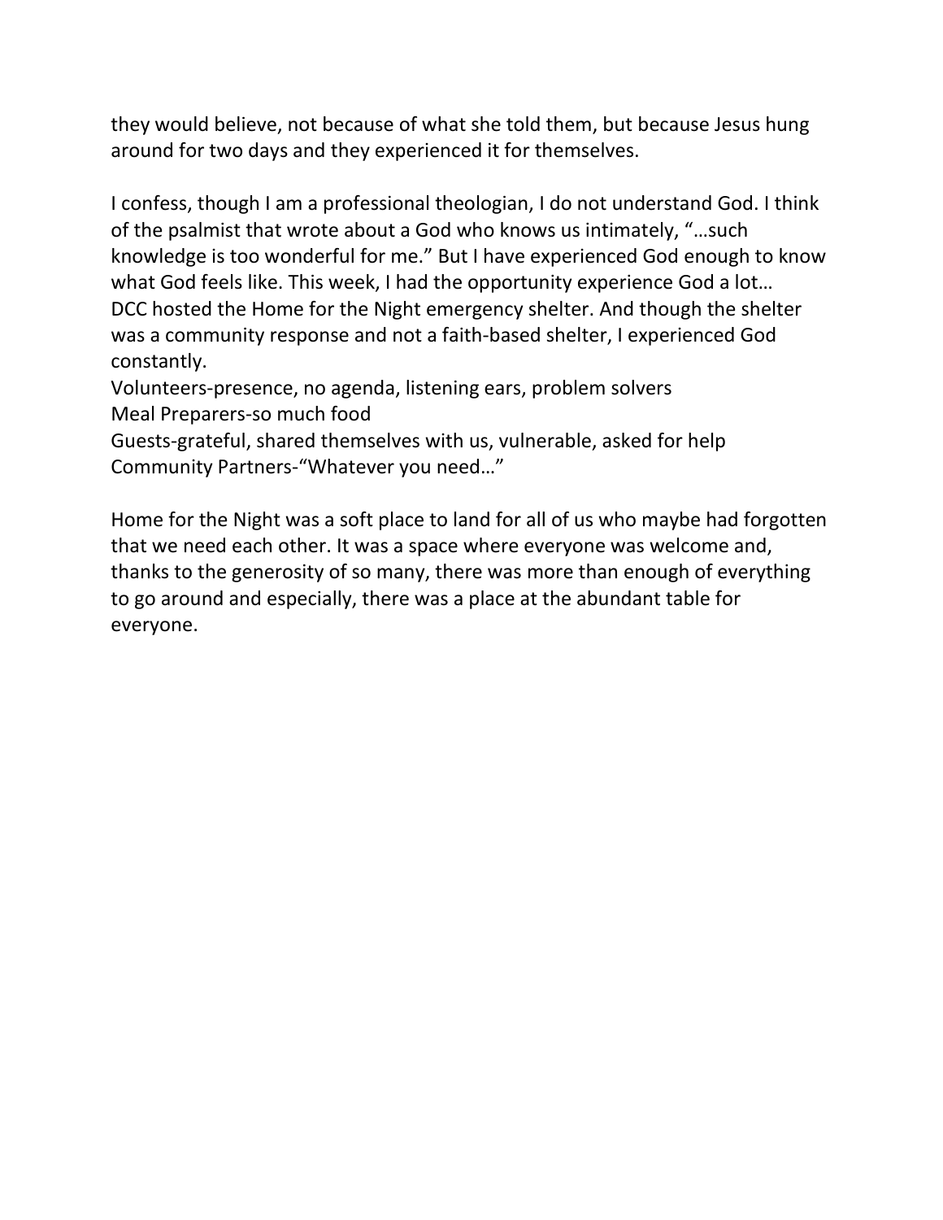they would believe, not because of what she told them, but because Jesus hung around for two days and they experienced it for themselves.

I confess, though I am a professional theologian, I do not understand God. I think of the psalmist that wrote about a God who knows us intimately, "…such knowledge is too wonderful for me." But I have experienced God enough to know what God feels like. This week, I had the opportunity experience God a lot… DCC hosted the Home for the Night emergency shelter. And though the shelter was a community response and not a faith-based shelter, I experienced God constantly.

Volunteers-presence, no agenda, listening ears, problem solvers

Meal Preparers-so much food

Guests-grateful, shared themselves with us, vulnerable, asked for help

Community Partners-"Whatever you need…"

Home for the Night was a soft place to land for all of us who maybe had forgotten that we need each other. It was a space where everyone was welcome and, thanks to the generosity of so many, there was more than enough of everything to go around and especially, there was a place at the abundant table for everyone.